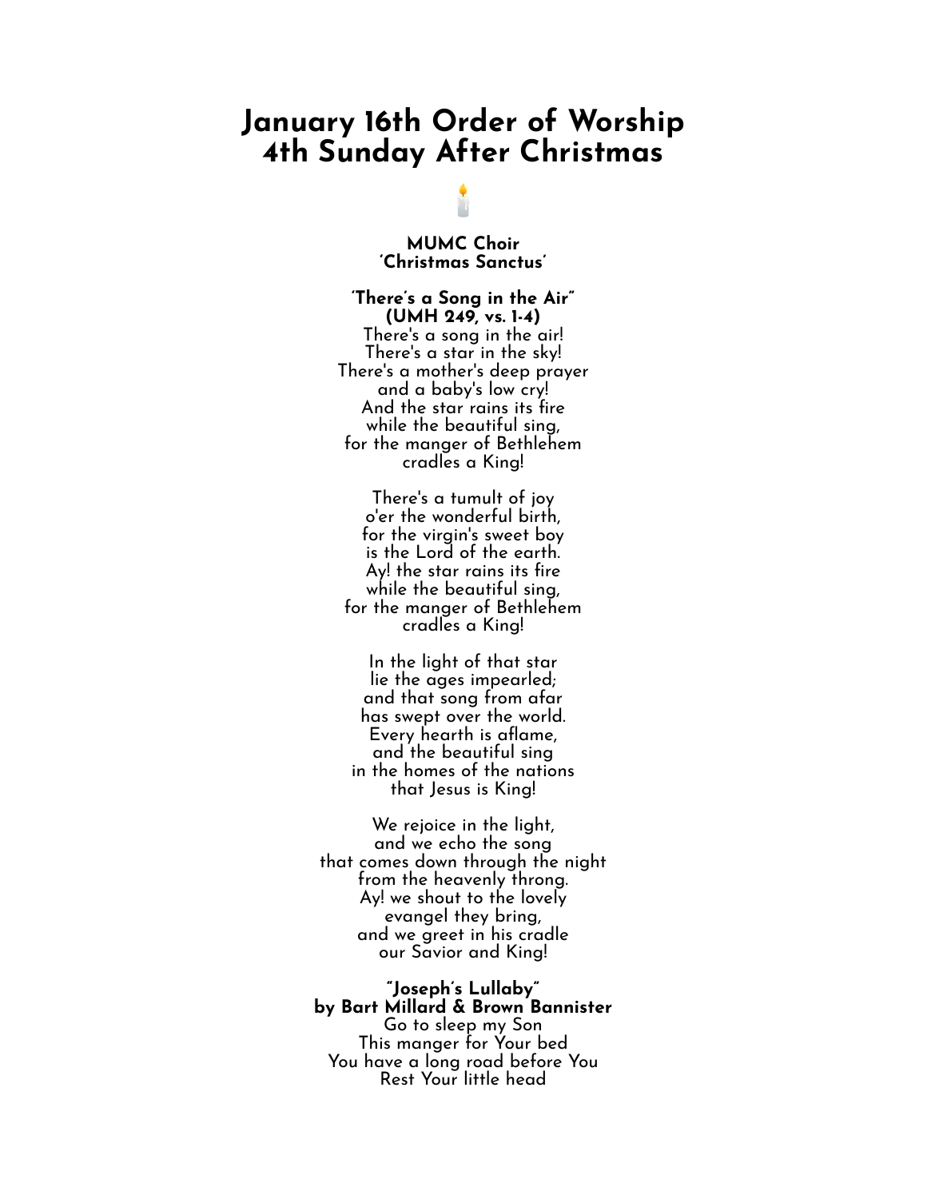# January 16th Order of Worship
# 4th Sunday After Christmas

🕯️

**MUMC Choir**
**'Christmas Sanctus'**

**'There's a Song in the Air"**
**(UMH 249, vs. 1-4)**

There's a song in the air!
There's a star in the sky!
There's a mother's deep prayer
and a baby's low cry!
And the star rains its fire
while the beautiful sing,
for the manger of Bethlehem
cradles a King!

There's a tumult of joy
o'er the wonderful birth,
for the virgin's sweet boy
is the Lord of the earth.
Ay! the star rains its fire
while the beautiful sing,
for the manger of Bethlehem
cradles a King!

In the light of that star
lie the ages impearled;
and that song from afar
has swept over the world.
Every hearth is aflame,
and the beautiful sing
in the homes of the nations
that Jesus is King!

We rejoice in the light,
and we echo the song
that comes down through the night
from the heavenly throng.
Ay! we shout to the lovely
evangel they bring,
and we greet in his cradle
our Savior and King!

**"Joseph's Lullaby"**
**by Bart Millard & Brown Bannister**

Go to sleep my Son
This manger for Your bed
You have a long road before You
Rest Your little head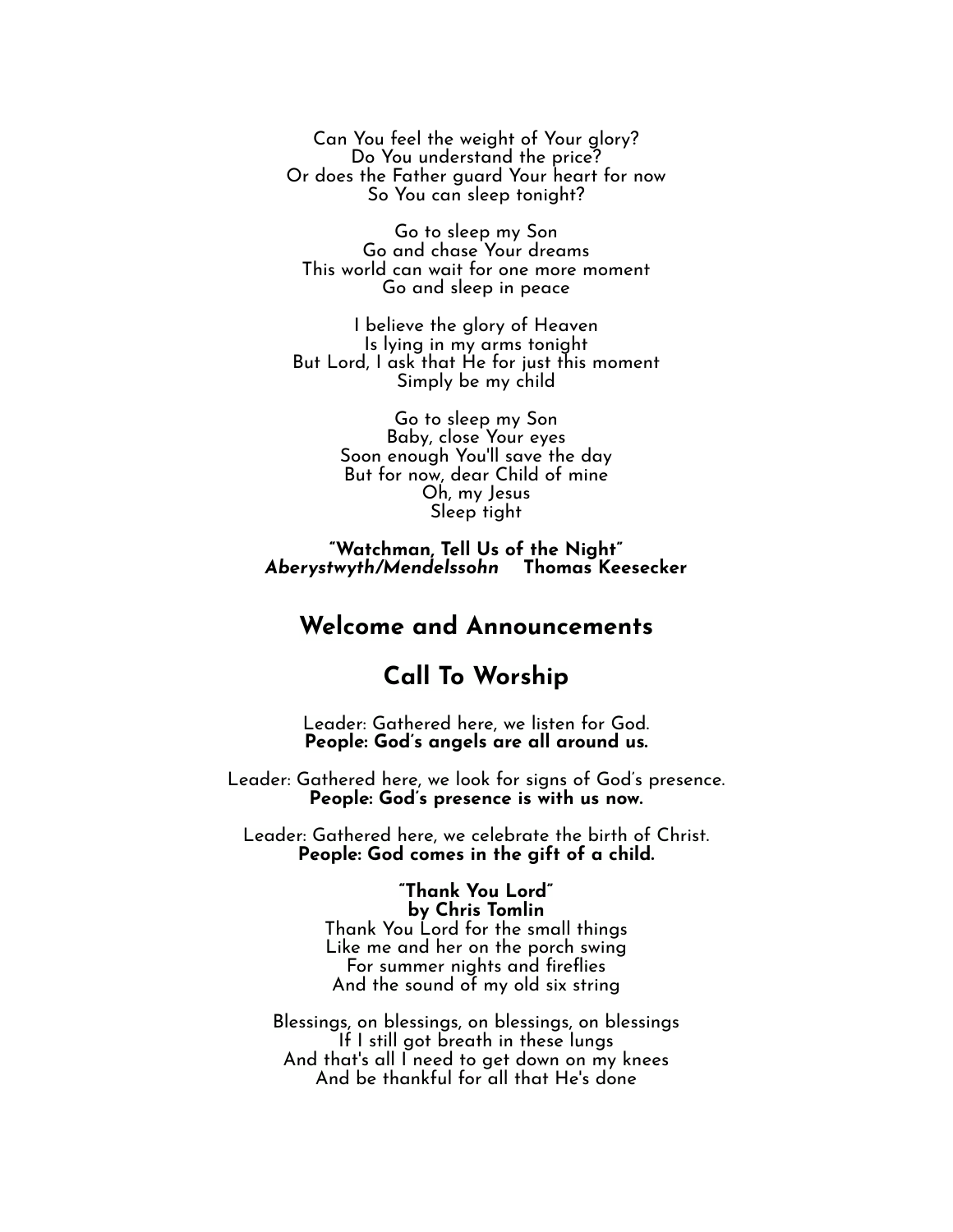Can You feel the weight of Your glory?
Do You understand the price?
Or does the Father guard Your heart for now
So You can sleep tonight?

Go to sleep my Son
Go and chase Your dreams
This world can wait for one more moment
Go and sleep in peace

I believe the glory of Heaven
Is lying in my arms tonight
But Lord, I ask that He for just this moment
Simply be my child

Go to sleep my Son
Baby, close Your eyes
Soon enough You'll save the day
But for now, dear Child of mine
Oh, my Jesus
Sleep tight

**"Watchman, Tell Us of the Night"**
***Aberystwyth/Mendelssohn*** **Thomas Keesecker**

## Welcome and Announcements

## Call To Worship

Leader: Gathered here, we listen for God.
**People: God's angels are all around us.**

Leader: Gathered here, we look for signs of God's presence.
**People: God's presence is with us now.**

Leader: Gathered here, we celebrate the birth of Christ.
**People: God comes in the gift of a child.**

**"Thank You Lord"**
**by Chris Tomlin**
Thank You Lord for the small things
Like me and her on the porch swing
For summer nights and fireflies
And the sound of my old six string

Blessings, on blessings, on blessings, on blessings
If I still got breath in these lungs
And that's all I need to get down on my knees
And be thankful for all that He's done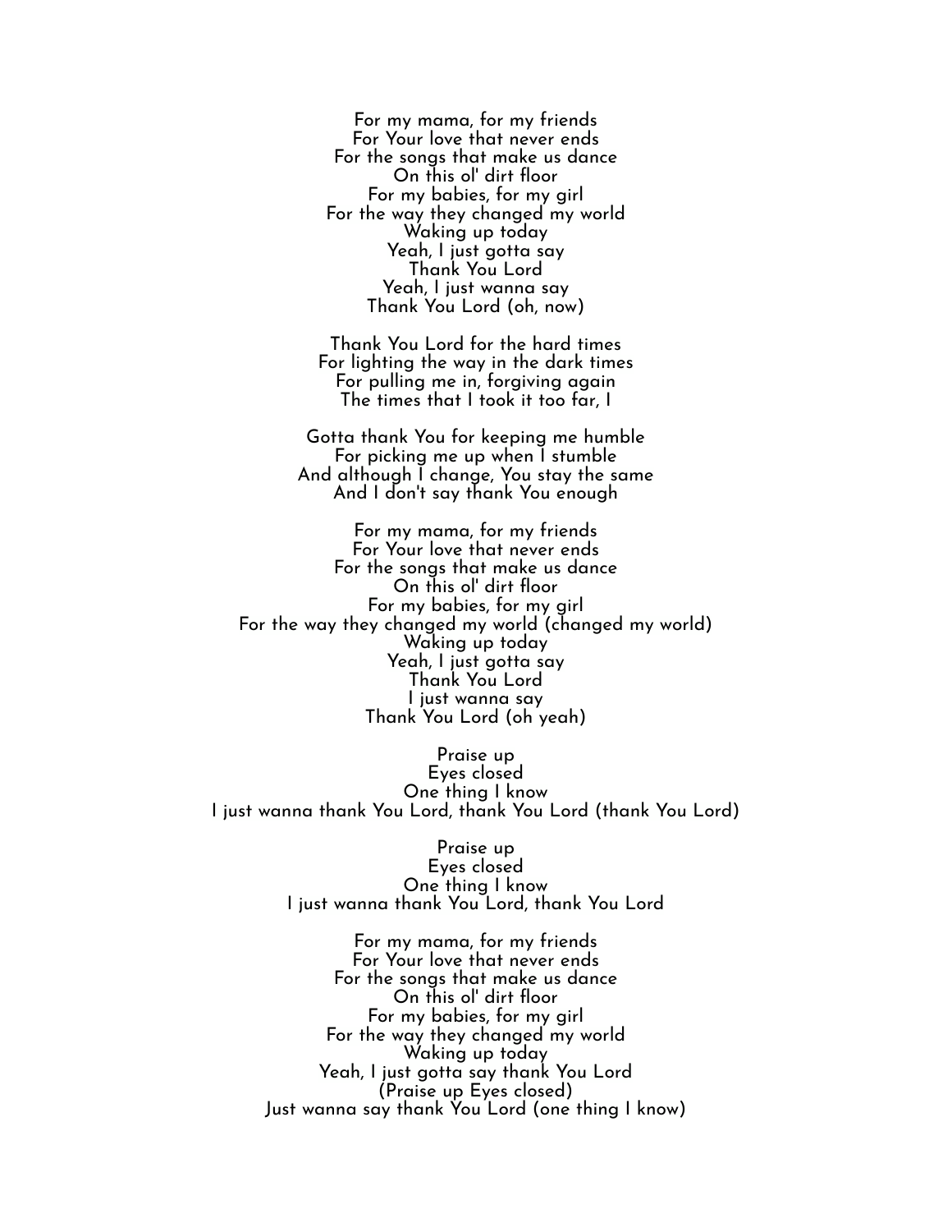For my mama, for my friends
For Your love that never ends
For the songs that make us dance
On this ol' dirt floor
For my babies, for my girl
For the way they changed my world
Waking up today
Yeah, I just gotta say
Thank You Lord
Yeah, I just wanna say
Thank You Lord (oh, now)

Thank You Lord for the hard times
For lighting the way in the dark times
For pulling me in, forgiving again
The times that I took it too far, I

Gotta thank You for keeping me humble
For picking me up when I stumble
And although I change, You stay the same
And I don't say thank You enough

For my mama, for my friends
For Your love that never ends
For the songs that make us dance
On this ol' dirt floor
For my babies, for my girl
For the way they changed my world (changed my world)
Waking up today
Yeah, I just gotta say
Thank You Lord
I just wanna say
Thank You Lord (oh yeah)

Praise up
Eyes closed
One thing I know
I just wanna thank You Lord, thank You Lord (thank You Lord)

Praise up
Eyes closed
One thing I know
I just wanna thank You Lord, thank You Lord

For my mama, for my friends
For Your love that never ends
For the songs that make us dance
On this ol' dirt floor
For my babies, for my girl
For the way they changed my world
Waking up today
Yeah, I just gotta say thank You Lord
(Praise up Eyes closed)
Just wanna say thank You Lord (one thing I know)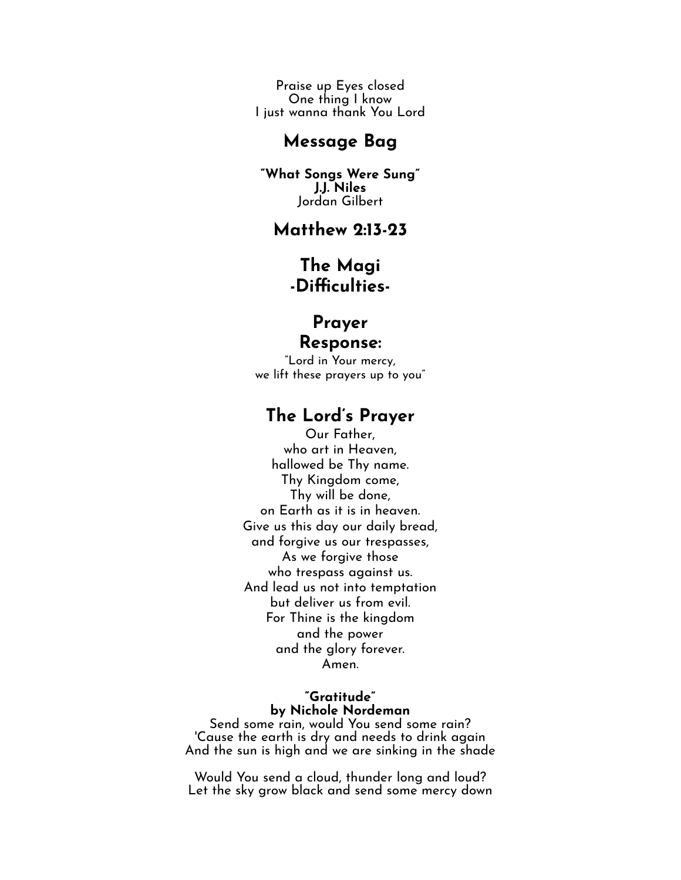Praise up Eyes closed
One thing I know
I just wanna thank You Lord

## Message Bag

**"What Songs Were Sung"**
**J.J. Niles**
Jordan Gilbert

## Matthew 2:13-23

## The Magi
## -Difficulties-

## Prayer
## Response:

"Lord in Your mercy,
we lift these prayers up to you"

## The Lord's Prayer

Our Father,
who art in Heaven,
hallowed be Thy name.
Thy Kingdom come,
Thy will be done,
on Earth as it is in heaven.
Give us this day our daily bread,
and forgive us our trespasses,
As we forgive those
who trespass against us.
And lead us not into temptation
but deliver us from evil.
For Thine is the kingdom
and the power
and the glory forever.
Amen.

**"Gratitude"**
**by Nichole Nordeman**

Send some rain, would You send some rain?
'Cause the earth is dry and needs to drink again
And the sun is high and we are sinking in the shade

Would You send a cloud, thunder long and loud?
Let the sky grow black and send some mercy down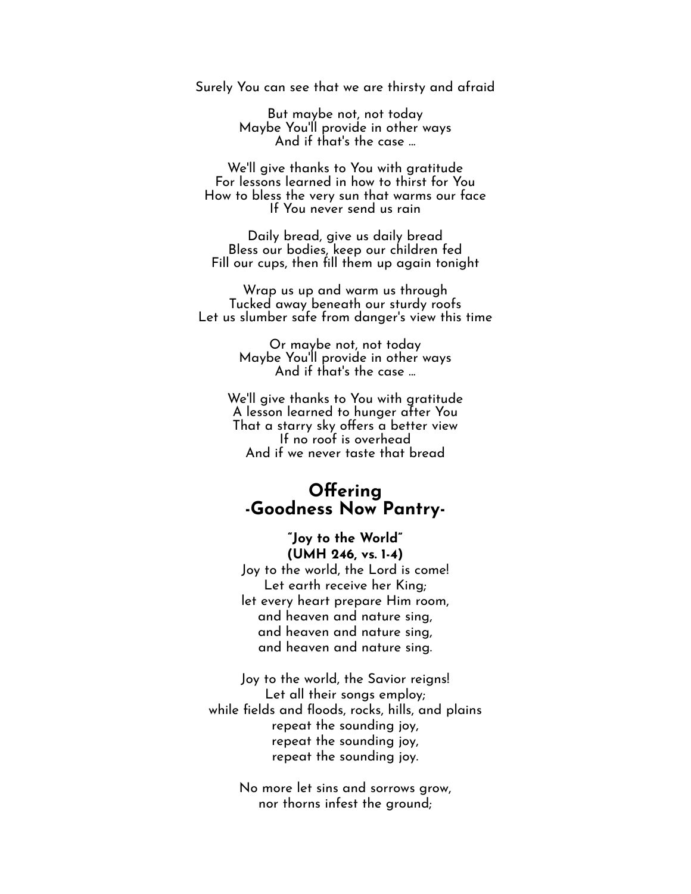Surely You can see that we are thirsty and afraid

But maybe not, not today
Maybe You'll provide in other ways
And if that's the case ...

We'll give thanks to You with gratitude
For lessons learned in how to thirst for You
How to bless the very sun that warms our face
If You never send us rain

Daily bread, give us daily bread
Bless our bodies, keep our children fed
Fill our cups, then fill them up again tonight

Wrap us up and warm us through
Tucked away beneath our sturdy roofs
Let us slumber safe from danger's view this time

Or maybe not, not today
Maybe You'll provide in other ways
And if that's the case ...

We'll give thanks to You with gratitude
A lesson learned to hunger after You
That a starry sky offers a better view
If no roof is overhead
And if we never taste that bread

## Offering
## -Goodness Now Pantry-

**"Joy to the World"**
**(UMH 246, vs. 1-4)**

Joy to the world, the Lord is come!
Let earth receive her King;
let every heart prepare Him room,
and heaven and nature sing,
and heaven and nature sing,
and heaven and nature sing.

Joy to the world, the Savior reigns!
Let all their songs employ;
while fields and floods, rocks, hills, and plains
repeat the sounding joy,
repeat the sounding joy,
repeat the sounding joy.

No more let sins and sorrows grow,
nor thorns infest the ground;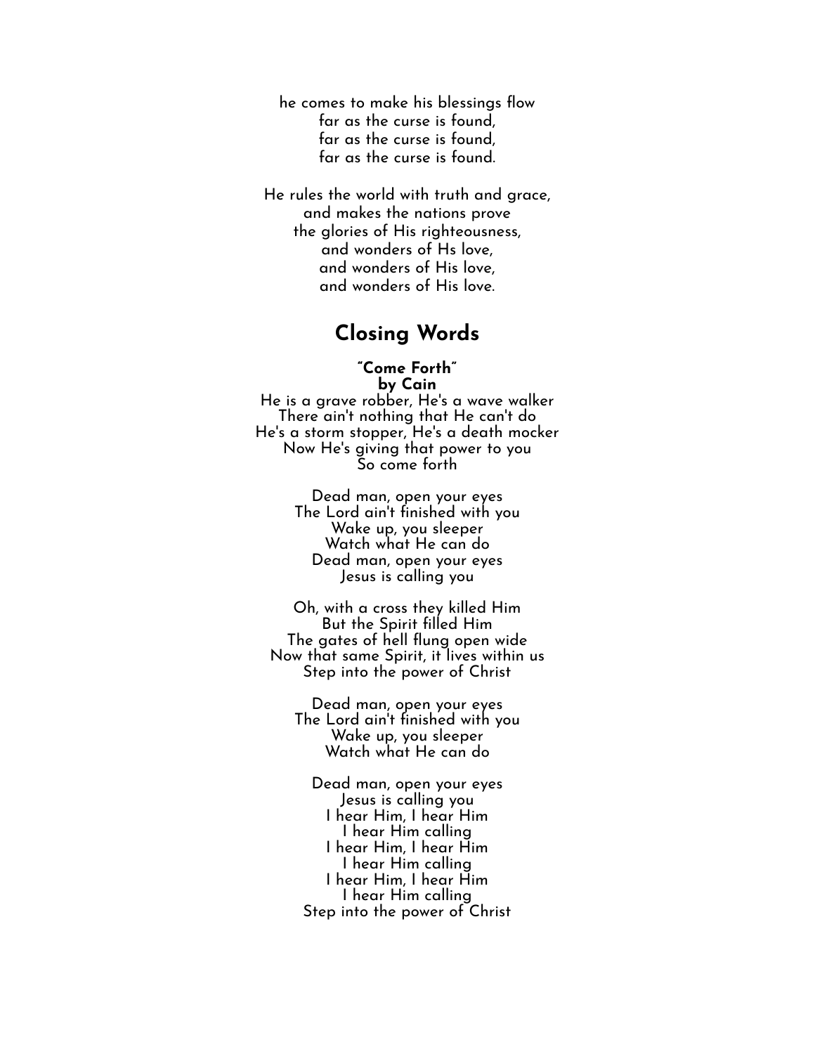he comes to make his blessings flow
far as the curse is found,
far as the curse is found,
far as the curse is found.

He rules the world with truth and grace,
and makes the nations prove
the glories of His righteousness,
and wonders of Hs love,
and wonders of His love,
and wonders of His love.

## Closing Words

**"Come Forth"**
**by Cain**

He is a grave robber, He's a wave walker
There ain't nothing that He can't do
He's a storm stopper, He's a death mocker
Now He's giving that power to you
So come forth

Dead man, open your eyes
The Lord ain't finished with you
Wake up, you sleeper
Watch what He can do
Dead man, open your eyes
Jesus is calling you

Oh, with a cross they killed Him
But the Spirit filled Him
The gates of hell flung open wide
Now that same Spirit, it lives within us
Step into the power of Christ

Dead man, open your eyes
The Lord ain't finished with you
Wake up, you sleeper
Watch what He can do

Dead man, open your eyes
Jesus is calling you
I hear Him, I hear Him
I hear Him calling
I hear Him, I hear Him
I hear Him calling
I hear Him, I hear Him
I hear Him calling
Step into the power of Christ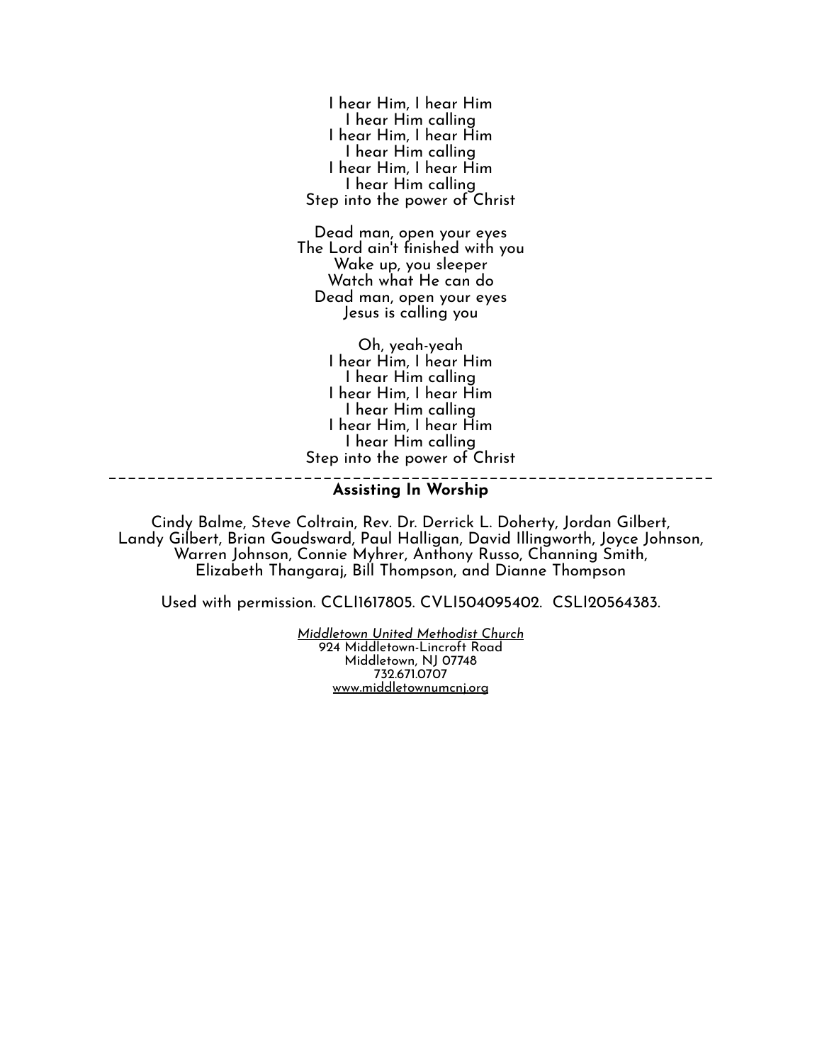I hear Him, I hear Him
I hear Him calling
I hear Him, I hear Him
I hear Him calling
I hear Him, I hear Him
I hear Him calling
Step into the power of Christ

Dead man, open your eyes
The Lord ain't finished with you
Wake up, you sleeper
Watch what He can do
Dead man, open your eyes
Jesus is calling you

Oh, yeah-yeah
I hear Him, I hear Him
I hear Him calling
I hear Him, I hear Him
I hear Him calling
I hear Him, I hear Him
I hear Him calling
Step into the power of Christ

---

**Assisting In Worship**

Cindy Balme, Steve Coltrain, Rev. Dr. Derrick L. Doherty, Jordan Gilbert, Landy Gilbert, Brian Goudsward, Paul Halligan, David Illingworth, Joyce Johnson, Warren Johnson, Connie Myhrer, Anthony Russo, Channing Smith, Elizabeth Thangaraj, Bill Thompson, and Dianne Thompson

Used with permission. CCLI1617805. CVLI504095402. CSLI20564383.

*Middletown United Methodist Church*
924 Middletown-Lincroft Road
Middletown, NJ 07748
732.671.0707
www.middletownumcnj.org